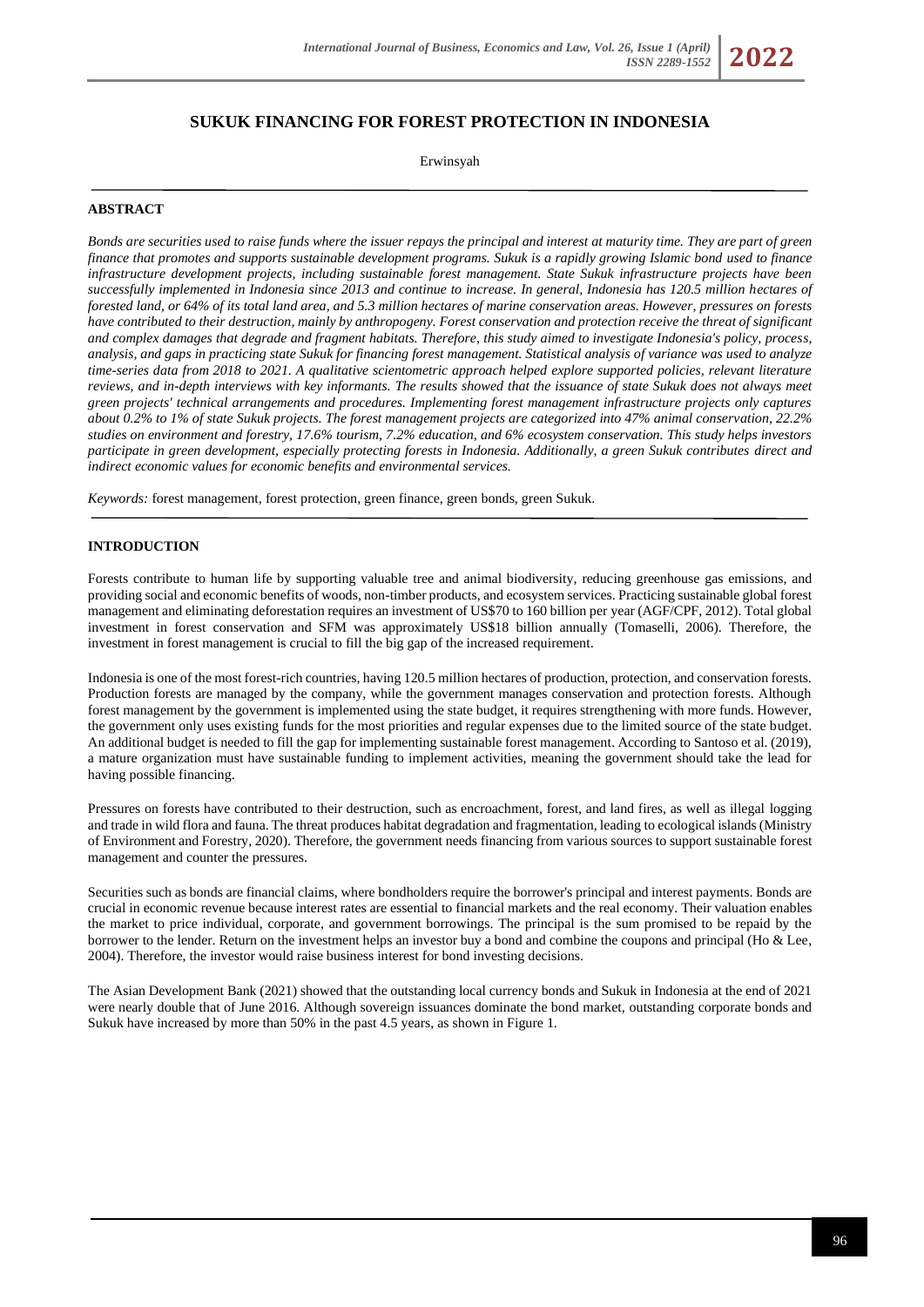# SUKUK FINANCING FOR FOREST PROTECTION IN INDONESIA

Erwinsyah

## ABSTRACT

*Bonds are securities used to raise funds where the issuer repays the principal and interest at maturity time. They are part of green finance that promotes and supports sustainable development programs. Sukuk is a rapidly growing Islamic bond used to finance infrastructure development projects, including sustainable forest management. State Sukuk infrastructure projects have been successfully implemented in Indonesia since 2013 and continue to increase. In general, Indonesia has 120.5 million hectares of forested land, or 64% of its total land area, and 5.3 million hectares of marine conservation areas. However, pressures on forests have contributed to their destruction, mainly by anthropogeny. Forest conservation and protection receive the threat of significant and complex damages that degrade and fragment habitats. Therefore, this study aimed to investigate Indonesia's policy, process, analysis, and gaps in practicing state Sukuk for financing forest management. Statistical analysis of variance was used to analyze time-series data from 2018 to 2021. A qualitative scientometric approach helped explore supported policies, relevant literature reviews, and in-depth interviews with key informants. The results showed that the issuance of state Sukuk does not always meet green projects' technical arrangements and procedures. Implementing forest management infrastructure projects only captures about 0.2% to 1% of state Sukuk projects. The forest management projects are categorized into 47% animal conservation, 22.2% studies on environment and forestry, 17.6% tourism, 7.2% education, and 6% ecosystem conservation. This study helps investors participate in green development, especially protecting forests in Indonesia. Additionally, a green Sukuk contributes direct and indirect economic values for economic benefits and environmental services.*

*Keywords:* forest management, forest protection, green finance, green bonds, green Sukuk.

## INTRODUCTION

Forests contribute to human life by supporting valuable tree and animal biodiversity, reducing greenhouse gas emissions, and providing social and economic benefits of woods, non-timber products, and ecosystem services. Practicing sustainable global forest management and eliminating deforestation requires an investment of US$70 to 160 billion per year (AGF/CPF, 2012). Total global investment in forest conservation and SFM was approximately US$18 billion annually (Tomaselli, 2006). Therefore, the investment in forest management is crucial to fill the big gap of the increased requirement.

Indonesia is one of the most forest-rich countries, having 120.5 million hectares of production, protection, and conservation forests. Production forests are managed by the company, while the government manages conservation and protection forests. Although forest management by the government is implemented using the state budget, it requires strengthening with more funds. However, the government only uses existing funds for the most priorities and regular expenses due to the limited source of the state budget. An additional budget is needed to fill the gap for implementing sustainable forest management. According to Santoso et al. (2019), a mature organization must have sustainable funding to implement activities, meaning the government should take the lead for having possible financing.

Pressures on forests have contributed to their destruction, such as encroachment, forest, and land fires, as well as illegal logging and trade in wild flora and fauna. The threat produces habitat degradation and fragmentation, leading to ecological islands (Ministry of Environment and Forestry, 2020). Therefore, the government needs financing from various sources to support sustainable forest management and counter the pressures.

Securities such as bonds are financial claims, where bondholders require the borrower's principal and interest payments. Bonds are crucial in economic revenue because interest rates are essential to financial markets and the real economy. Their valuation enables the market to price individual, corporate, and government borrowings. The principal is the sum promised to be repaid by the borrower to the lender. Return on the investment helps an investor buy a bond and combine the coupons and principal (Ho & Lee, 2004). Therefore, the investor would raise business interest for bond investing decisions.

The Asian Development Bank (2021) showed that the outstanding local currency bonds and Sukuk in Indonesia at the end of 2021 were nearly double that of June 2016. Although sovereign issuances dominate the bond market, outstanding corporate bonds and Sukuk have increased by more than 50% in the past 4.5 years, as shown in Figure 1.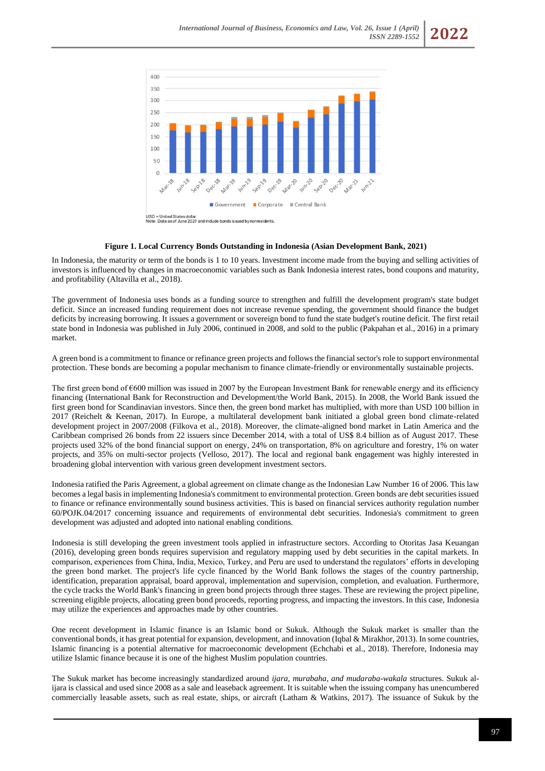USD = United States dollar.
Note: Data as of June 2021 and include bonds issued by nonresidents.

**Figure 1. Local Currency Bonds Outstanding in Indonesia (Asian Development Bank, 2021)**

In Indonesia, the maturity or term of the bonds is 1 to 10 years. Investment income made from the buying and selling activities of investors is influenced by changes in macroeconomic variables such as Bank Indonesia interest rates, bond coupons and maturity, and profitability (Altavilla et al., 2018).

The government of Indonesia uses bonds as a funding source to strengthen and fulfill the development program's state budget deficit. Since an increased funding requirement does not increase revenue spending, the government should finance the budget deficits by increasing borrowing. It issues a government or sovereign bond to fund the state budget's routine deficit. The first retail state bond in Indonesia was published in July 2006, continued in 2008, and sold to the public (Pakpahan et al., 2016) in a primary market.

A green bond is a commitment to finance or refinance green projects and follows the financial sector's role to support environmental protection. These bonds are becoming a popular mechanism to finance climate-friendly or environmentally sustainable projects.

The first green bond of €600 million was issued in 2007 by the European Investment Bank for renewable energy and its efficiency financing (International Bank for Reconstruction and Development/the World Bank, 2015). In 2008, the World Bank issued the first green bond for Scandinavian investors. Since then, the green bond market has multiplied, with more than USD 100 billion in 2017 (Reichelt & Keenan, 2017). In Europe, a multilateral development bank initiated a global green bond climate-related development project in 2007/2008 (Filkova et al., 2018). Moreover, the climate-aligned bond market in Latin America and the Caribbean comprised 26 bonds from 22 issuers since December 2014, with a total of US$ 8.4 billion as of August 2017. These projects used 32% of the bond financial support on energy, 24% on transportation, 8% on agriculture and forestry, 1% on water projects, and 35% on multi-sector projects (Velloso, 2017). The local and regional bank engagement was highly interested in broadening global intervention with various green development investment sectors.

Indonesia ratified the Paris Agreement, a global agreement on climate change as the Indonesian Law Number 16 of 2006. This law becomes a legal basis in implementing Indonesia's commitment to environmental protection. Green bonds are debt securities issued to finance or refinance environmentally sound business activities. This is based on financial services authority regulation number 60/POJK.04/2017 concerning issuance and requirements of environmental debt securities. Indonesia's commitment to green development was adjusted and adopted into national enabling conditions.

Indonesia is still developing the green investment tools applied in infrastructure sectors. According to Otoritas Jasa Keuangan (2016), developing green bonds requires supervision and regulatory mapping used by debt securities in the capital markets. In comparison, experiences from China, India, Mexico, Turkey, and Peru are used to understand the regulators' efforts in developing the green bond market. The project's life cycle financed by the World Bank follows the stages of the country partnership, identification, preparation appraisal, board approval, implementation and supervision, completion, and evaluation. Furthermore, the cycle tracks the World Bank's financing in green bond projects through three stages. These are reviewing the project pipeline, screening eligible projects, allocating green bond proceeds, reporting progress, and impacting the investors. In this case, Indonesia may utilize the experiences and approaches made by other countries.

One recent development in Islamic finance is an Islamic bond or Sukuk. Although the Sukuk market is smaller than the conventional bonds, it has great potential for expansion, development, and innovation (Iqbal & Mirakhor, 2013). In some countries, Islamic financing is a potential alternative for macroeconomic development (Echchabi et al., 2018). Therefore, Indonesia may utilize Islamic finance because it is one of the highest Muslim population countries.

The Sukuk market has become increasingly standardized around *ijara, murabaha, and mudaraba-wakala* structures. Sukuk al-ijara is classical and used since 2008 as a sale and leaseback agreement. It is suitable when the issuing company has unencumbered commercially leasable assets, such as real estate, ships, or aircraft (Latham & Watkins, 2017). The issuance of Sukuk by the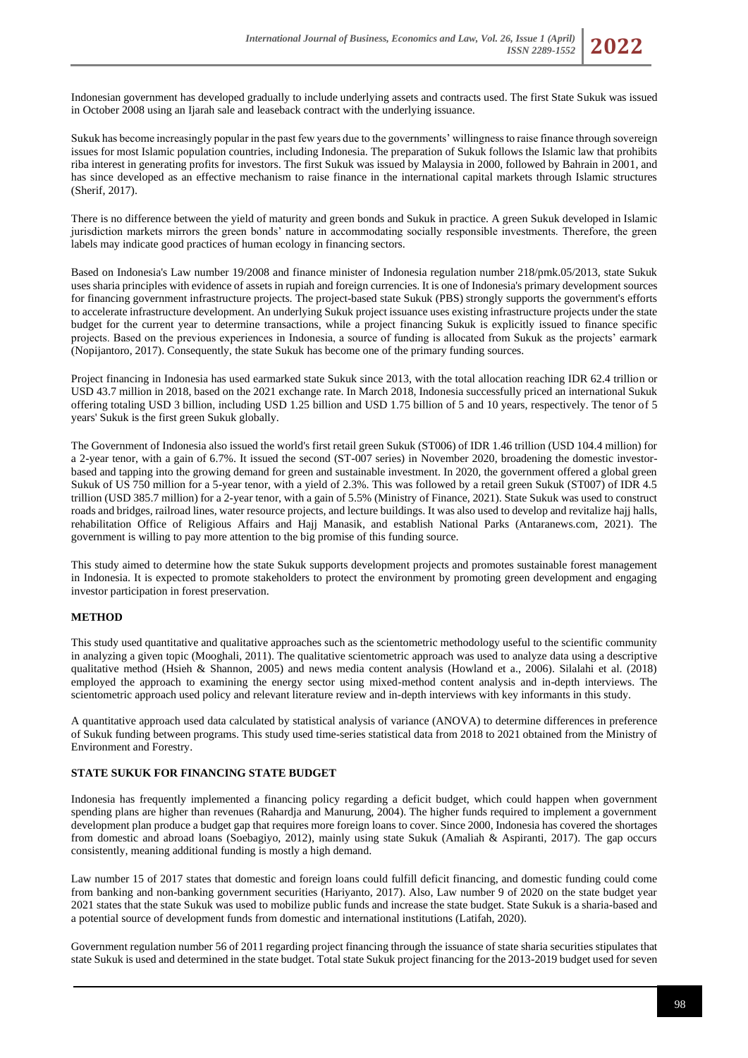Indonesian government has developed gradually to include underlying assets and contracts used. The first State Sukuk was issued in October 2008 using an Ijarah sale and leaseback contract with the underlying issuance.

Sukuk has become increasingly popular in the past few years due to the governments' willingness to raise finance through sovereign issues for most Islamic population countries, including Indonesia. The preparation of Sukuk follows the Islamic law that prohibits riba interest in generating profits for investors. The first Sukuk was issued by Malaysia in 2000, followed by Bahrain in 2001, and has since developed as an effective mechanism to raise finance in the international capital markets through Islamic structures (Sherif, 2017).

There is no difference between the yield of maturity and green bonds and Sukuk in practice. A green Sukuk developed in Islamic jurisdiction markets mirrors the green bonds' nature in accommodating socially responsible investments. Therefore, the green labels may indicate good practices of human ecology in financing sectors.

Based on Indonesia's Law number 19/2008 and finance minister of Indonesia regulation number 218/pmk.05/2013, state Sukuk uses sharia principles with evidence of assets in rupiah and foreign currencies. It is one of Indonesia's primary development sources for financing government infrastructure projects. The project-based state Sukuk (PBS) strongly supports the government's efforts to accelerate infrastructure development. An underlying Sukuk project issuance uses existing infrastructure projects under the state budget for the current year to determine transactions, while a project financing Sukuk is explicitly issued to finance specific projects. Based on the previous experiences in Indonesia, a source of funding is allocated from Sukuk as the projects' earmark (Nopijantoro, 2017). Consequently, the state Sukuk has become one of the primary funding sources.

Project financing in Indonesia has used earmarked state Sukuk since 2013, with the total allocation reaching IDR 62.4 trillion or USD 43.7 million in 2018, based on the 2021 exchange rate. In March 2018, Indonesia successfully priced an international Sukuk offering totaling USD 3 billion, including USD 1.25 billion and USD 1.75 billion of 5 and 10 years, respectively. The tenor of 5 years' Sukuk is the first green Sukuk globally.

The Government of Indonesia also issued the world's first retail green Sukuk (ST006) of IDR 1.46 trillion (USD 104.4 million) for a 2-year tenor, with a gain of 6.7%. It issued the second (ST-007 series) in November 2020, broadening the domestic investor-based and tapping into the growing demand for green and sustainable investment. In 2020, the government offered a global green Sukuk of US 750 million for a 5-year tenor, with a yield of 2.3%. This was followed by a retail green Sukuk (ST007) of IDR 4.5 trillion (USD 385.7 million) for a 2-year tenor, with a gain of 5.5% (Ministry of Finance, 2021). State Sukuk was used to construct roads and bridges, railroad lines, water resource projects, and lecture buildings. It was also used to develop and revitalize hajj halls, rehabilitation Office of Religious Affairs and Hajj Manasik, and establish National Parks (Antaranews.com, 2021). The government is willing to pay more attention to the big promise of this funding source.

This study aimed to determine how the state Sukuk supports development projects and promotes sustainable forest management in Indonesia. It is expected to promote stakeholders to protect the environment by promoting green development and engaging investor participation in forest preservation.

## METHOD

This study used quantitative and qualitative approaches such as the scientometric methodology useful to the scientific community in analyzing a given topic (Mooghali, 2011). The qualitative scientometric approach was used to analyze data using a descriptive qualitative method (Hsieh & Shannon, 2005) and news media content analysis (Howland et al., 2006). Silalahi et al. (2018) employed the approach to examining the energy sector using mixed-method content analysis and in-depth interviews. The scientometric approach used policy and relevant literature review and in-depth interviews with key informants in this study.

A quantitative approach used data calculated by statistical analysis of variance (ANOVA) to determine differences in preference of Sukuk funding between programs. This study used time-series statistical data from 2018 to 2021 obtained from the Ministry of Environment and Forestry.

## STATE SUKUK FOR FINANCING STATE BUDGET

Indonesia has frequently implemented a financing policy regarding a deficit budget, which could happen when government spending plans are higher than revenues (Rahardja and Manurung, 2004). The higher funds required to implement a government development plan produce a budget gap that requires more foreign loans to cover. Since 2000, Indonesia has covered the shortages from domestic and abroad loans (Soebagiyo, 2012), mainly using state Sukuk (Amaliah & Aspiranti, 2017). The gap occurs consistently, meaning additional funding is mostly a high demand.

Law number 15 of 2017 states that domestic and foreign loans could fulfill deficit financing, and domestic funding could come from banking and non-banking government securities (Hariyanto, 2017). Also, Law number 9 of 2020 on the state budget year 2021 states that the state Sukuk was used to mobilize public funds and increase the state budget. State Sukuk is a sharia-based and a potential source of development funds from domestic and international institutions (Latifah, 2020).

Government regulation number 56 of 2011 regarding project financing through the issuance of state sharia securities stipulates that state Sukuk is used and determined in the state budget. Total state Sukuk project financing for the 2013-2019 budget used for seven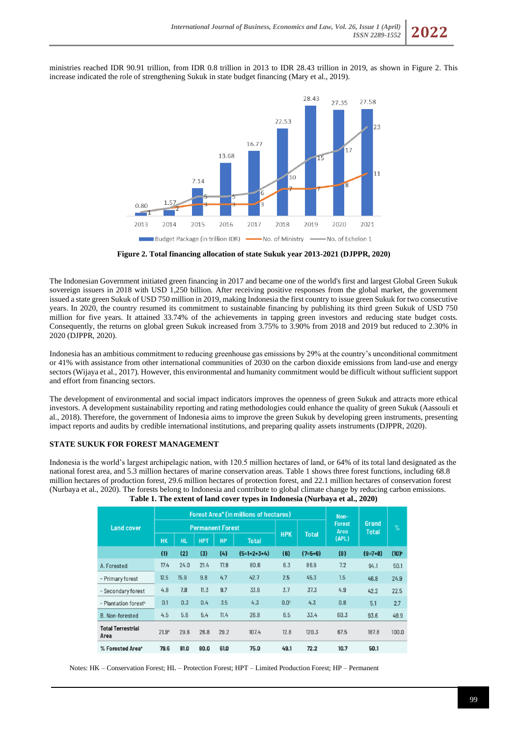ministries reached IDR 90.91 trillion, from IDR 0.8 trillion in 2013 to IDR 28.43 trillion in 2019, as shown in Figure 2. This increase indicated the role of strengthening Sukuk in state budget financing (Mary et al., 2019).

**Figure 2. Total financing allocation of state Sukuk year 2013-2021 (DJPPR, 2020)**

The Indonesian Government initiated green financing in 2017 and became one of the world's first and largest Global Green Sukuk sovereign issuers in 2018 with USD 1,250 billion. After receiving positive responses from the global market, the government issued a state green Sukuk of USD 750 million in 2019, making Indonesia the first country to issue green Sukuk for two consecutive years. In 2020, the country resumed its commitment to sustainable financing by publishing its third green Sukuk of USD 750 million for five years. It attained 33.74% of the achievements in tapping green investors and reducing state budget costs. Consequently, the returns on global green Sukuk increased from 3.75% to 3.90% from 2018 and 2019 but reduced to 2.30% in 2020 (DJPPR, 2020).

Indonesia has an ambitious commitment to reducing greenhouse gas emissions by 29% at the country's unconditional commitment or 41% with assistance from other international communities of 2030 on the carbon dioxide emissions from land-use and energy sectors (Wijaya et al., 2017). However, this environmental and humanity commitment would be difficult without sufficient support and effort from financing sectors.

The development of environmental and social impact indicators improves the openness of green Sukuk and attracts more ethical investors. A development sustainability reporting and rating methodologies could enhance the quality of green Sukuk (Aassouli et al., 2018). Therefore, the government of Indonesia aims to improve the green Sukuk by developing green instruments, presenting impact reports and audits by credible international institutions, and preparing quality assets instruments (DJPPR, 2020).

## STATE SUKUK FOR FOREST MANAGEMENT

Indonesia is the world's largest archipelagic nation, with 120.5 million hectares of land, or 64% of its total land designated as the national forest area, and 5.3 million hectares of marine conservation areas. Table 1 shows three forest functions, including 68.8 million hectares of production forest, 29.6 million hectares of protection forest, and 22.1 million hectares of conservation forest (Nurbaya et al., 2020). The forests belong to Indonesia and contribute to global climate change by reducing carbon emissions.

**Table 1. The extent of land cover types in Indonesia (Nurbaya et al., 2020)**

| Land cover | Forest Area[a] (in millions of hectares) | | | | | | | Non-Forest Area (APL) | Grand Total | % |
|---|---|---|---|---|---|---|---|---|---|---|
| | Permanent Forest | | | | | HPK | Total | | | |
| | HK | HL | HPT | HP | Total | | | | | |
| | (1) | (2) | (3) | (4) | (5=1+2+3+4) | (6) | (7=5+6) | (8) | (9=7+8) | (10)[e] |
| A. Forested | 17.4 | 24.0 | 21.4 | 17.8 | 80.6 | 6.3 | 86.9 | 7.2 | 94.1 | 50.1 |
| - Primary forest | 12.5 | 15.9 | 9.8 | 4.7 | 42.7 | 2.5 | 45.3 | 1.5 | 46.8 | 24.9 |
| - Secondary forest | 4.8 | 7.8 | 11.3 | 9.7 | 33.6 | 3.7 | 37.3 | 4.9 | 42.2 | 22.5 |
| - Plantation forest[b] | 0.1 | 0.3 | 0.4 | 3.5 | 4.3 | 0.0[c] | 4.3 | 0.8 | 5.1 | 2.7 |
| B. Non-forested | 4.5 | 5.6 | 5.4 | 11.4 | 26.8 | 6.5 | 33.4 | 60.3 | 93.6 | 49.9 |
| Total Terrestrial Area | 21.9[d] | 29.6 | 26.8 | 29.2 | 107.4 | 12.8 | 120.3 | 67.5 | 187.8 | 100.0 |
| % Forested Area[e] | 79.6 | 81.0 | 80.0 | 61.0 | 75.0 | 49.1 | 72.2 | 10.7 | 50.1 | |

Notes: HK – Conservation Forest; HL – Protection Forest; HPT – Limited Production Forest; HP – Permanent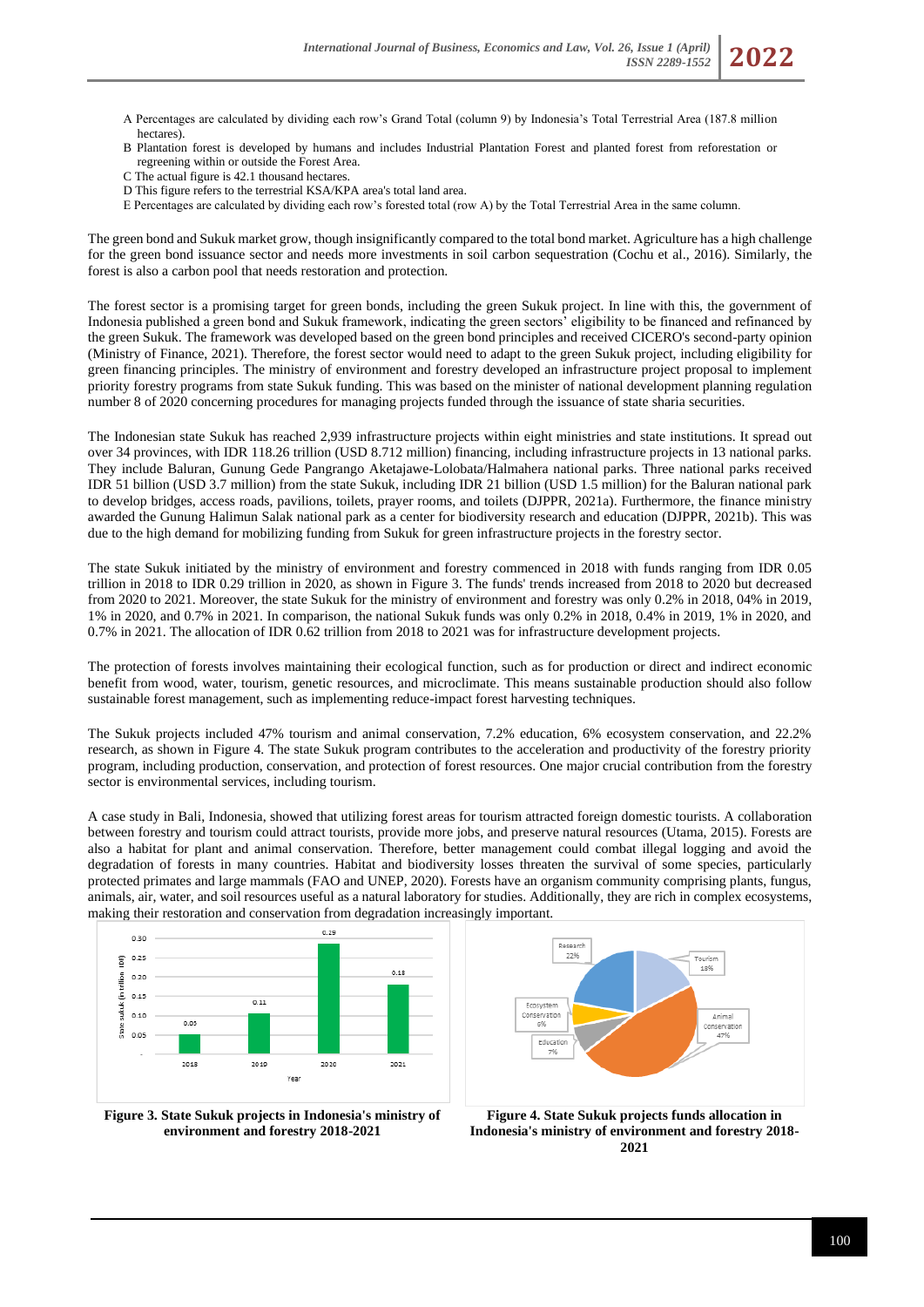A Percentages are calculated by dividing each row's Grand Total (column 9) by Indonesia's Total Terrestrial Area (187.8 million hectares).

B Plantation forest is developed by humans and includes Industrial Plantation Forest and planted forest from reforestation or regreening within or outside the Forest Area.

C The actual figure is 42.1 thousand hectares.

D This figure refers to the terrestrial KSA/KPA area's total land area.

E Percentages are calculated by dividing each row's forested total (row A) by the Total Terrestrial Area in the same column.

The green bond and Sukuk market grow, though insignificantly compared to the total bond market. Agriculture has a high challenge for the green bond issuance sector and needs more investments in soil carbon sequestration (Cochu et al., 2016). Similarly, the forest is also a carbon pool that needs restoration and protection.

The forest sector is a promising target for green bonds, including the green Sukuk project. In line with this, the government of Indonesia published a green bond and Sukuk framework, indicating the green sectors' eligibility to be financed and refinanced by the green Sukuk. The framework was developed based on the green bond principles and received CICERO's second-party opinion (Ministry of Finance, 2021). Therefore, the forest sector would need to adapt to the green Sukuk project, including eligibility for green financing principles. The ministry of environment and forestry developed an infrastructure project proposal to implement priority forestry programs from state Sukuk funding. This was based on the minister of national development planning regulation number 8 of 2020 concerning procedures for managing projects funded through the issuance of state sharia securities.

The Indonesian state Sukuk has reached 2,939 infrastructure projects within eight ministries and state institutions. It spread out over 34 provinces, with IDR 118.26 trillion (USD 8.712 million) financing, including infrastructure projects in 13 national parks. They include Baluran, Gunung Gede Pangrango Aketajawe-Lolobata/Halmahera national parks. Three national parks received IDR 51 billion (USD 3.7 million) from the state Sukuk, including IDR 21 billion (USD 1.5 million) for the Baluran national park to develop bridges, access roads, pavilions, toilets, prayer rooms, and toilets (DJPPR, 2021a). Furthermore, the finance ministry awarded the Gunung Halimun Salak national park as a center for biodiversity research and education (DJPPR, 2021b). This was due to the high demand for mobilizing funding from Sukuk for green infrastructure projects in the forestry sector.

The state Sukuk initiated by the ministry of environment and forestry commenced in 2018 with funds ranging from IDR 0.05 trillion in 2018 to IDR 0.29 trillion in 2020, as shown in Figure 3. The funds' trends increased from 2018 to 2020 but decreased from 2020 to 2021. Moreover, the state Sukuk for the ministry of environment and forestry was only 0.2% in 2018, 04% in 2019, 1% in 2020, and 0.7% in 2021. In comparison, the national Sukuk funds was only 0.2% in 2018, 0.4% in 2019, 1% in 2020, and 0.7% in 2021. The allocation of IDR 0.62 trillion from 2018 to 2021 was for infrastructure development projects.

The protection of forests involves maintaining their ecological function, such as for production or direct and indirect economic benefit from wood, water, tourism, genetic resources, and microclimate. This means sustainable production should also follow sustainable forest management, such as implementing reduce-impact forest harvesting techniques.

The Sukuk projects included 47% tourism and animal conservation, 7.2% education, 6% ecosystem conservation, and 22.2% research, as shown in Figure 4. The state Sukuk program contributes to the acceleration and productivity of the forestry priority program, including production, conservation, and protection of forest resources. One major crucial contribution from the forestry sector is environmental services, including tourism.

A case study in Bali, Indonesia, showed that utilizing forest areas for tourism attracted foreign domestic tourists. A collaboration between forestry and tourism could attract tourists, provide more jobs, and preserve natural resources (Utama, 2015). Forests are also a habitat for plant and animal conservation. Therefore, better management could combat illegal logging and avoid the degradation of forests in many countries. Habitat and biodiversity losses threaten the survival of some species, particularly protected primates and large mammals (FAO and UNEP, 2020). Forests have an organism community comprising plants, fungus, animals, air, water, and soil resources useful as a natural laboratory for studies. Additionally, they are rich in complex ecosystems, making their restoration and conservation from degradation increasingly important.

**Figure 3. State Sukuk projects in Indonesia's ministry of environment and forestry 2018-2021**

**Figure 4. State Sukuk projects funds allocation in Indonesia's ministry of environment and forestry 2018-2021**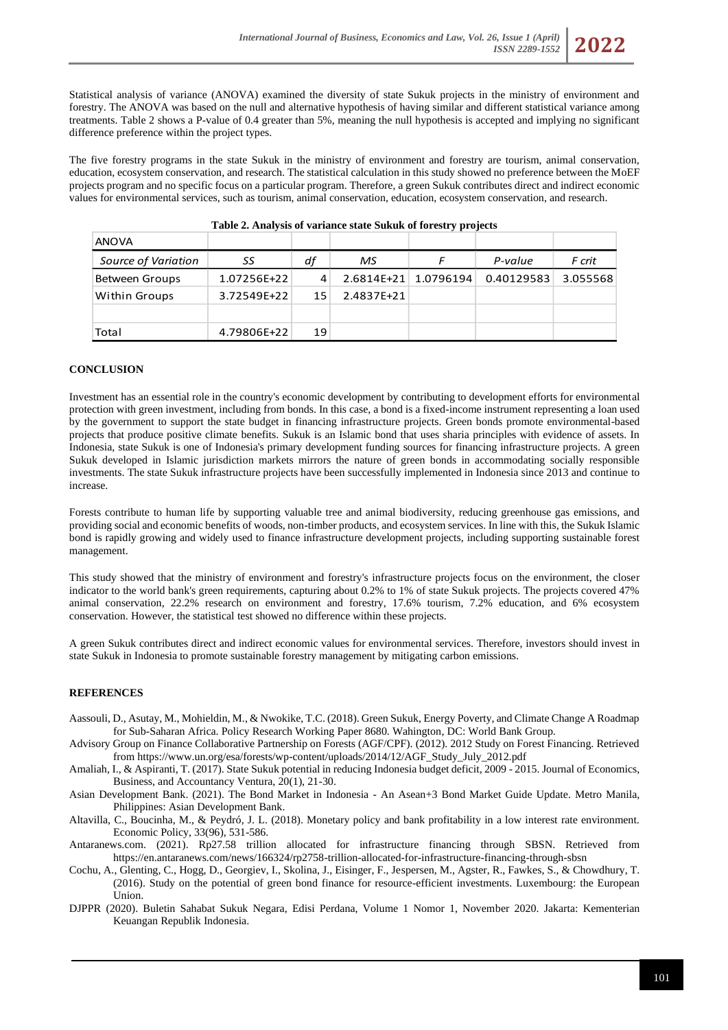Statistical analysis of variance (ANOVA) examined the diversity of state Sukuk projects in the ministry of environment and forestry. The ANOVA was based on the null and alternative hypothesis of having similar and different statistical variance among treatments. Table 2 shows a P-value of 0.4 greater than 5%, meaning the null hypothesis is accepted and implying no significant difference preference within the project types.

The five forestry programs in the state Sukuk in the ministry of environment and forestry are tourism, animal conservation, education, ecosystem conservation, and research. The statistical calculation in this study showed no preference between the MoEF projects program and no specific focus on a particular program. Therefore, a green Sukuk contributes direct and indirect economic values for environmental services, such as tourism, animal conservation, education, ecosystem conservation, and research.

**Table 2. Analysis of variance state Sukuk of forestry projects**

| ANOVA | | | | | | |
|---|---|---|---|---|---|---|
| *Source of Variation* | *SS* | *df* | *MS* | *F* | *P-value* | *F crit* |
| Between Groups | 1.07256E+22 | 4 | 2.6814E+21 | 1.0796194 | 0.40129583 | 3.055568 |
| Within Groups | 3.72549E+22 | 15 | 2.4837E+21 | | | |
| | | | | | | |
| Total | 4.79806E+22 | 19 | | | | |

## CONCLUSION

Investment has an essential role in the country's economic development by contributing to development efforts for environmental protection with green investment, including from bonds. In this case, a bond is a fixed-income instrument representing a loan used by the government to support the state budget in financing infrastructure projects. Green bonds promote environmental-based projects that produce positive climate benefits. Sukuk is an Islamic bond that uses sharia principles with evidence of assets. In Indonesia, state Sukuk is one of Indonesia's primary development funding sources for financing infrastructure projects. A green Sukuk developed in Islamic jurisdiction markets mirrors the nature of green bonds in accommodating socially responsible investments. The state Sukuk infrastructure projects have been successfully implemented in Indonesia since 2013 and continue to increase.

Forests contribute to human life by supporting valuable tree and animal biodiversity, reducing greenhouse gas emissions, and providing social and economic benefits of woods, non-timber products, and ecosystem services. In line with this, the Sukuk Islamic bond is rapidly growing and widely used to finance infrastructure development projects, including supporting sustainable forest management.

This study showed that the ministry of environment and forestry's infrastructure projects focus on the environment, the closer indicator to the world bank's green requirements, capturing about 0.2% to 1% of state Sukuk projects. The projects covered 47% animal conservation, 22.2% research on environment and forestry, 17.6% tourism, 7.2% education, and 6% ecosystem conservation. However, the statistical test showed no difference within these projects.

A green Sukuk contributes direct and indirect economic values for environmental services. Therefore, investors should invest in state Sukuk in Indonesia to promote sustainable forestry management by mitigating carbon emissions.

## REFERENCES

Aassouli, D., Asutay, M., Mohieldin, M., & Nwokike, T.C. (2018). Green Sukuk, Energy Poverty, and Climate Change A Roadmap for Sub-Saharan Africa. Policy Research Working Paper 8680. Wahington, DC: World Bank Group.

Advisory Group on Finance Collaborative Partnership on Forests (AGF/CPF). (2012). 2012 Study on Forest Financing. Retrieved from https://www.un.org/esa/forests/wp-content/uploads/2014/12/AGF_Study_July_2012.pdf

Amaliah, I., & Aspiranti, T. (2017). State Sukuk potential in reducing Indonesia budget deficit, 2009 - 2015. Journal of Economics, Business, and Accountancy Ventura, 20(1), 21-30.

Asian Development Bank. (2021). The Bond Market in Indonesia - An Asean+3 Bond Market Guide Update. Metro Manila, Philippines: Asian Development Bank.

Altavilla, C., Boucinha, M., & Peydró, J. L. (2018). Monetary policy and bank profitability in a low interest rate environment. Economic Policy, 33(96), 531-586.

Antaranews.com. (2021). Rp27.58 trillion allocated for infrastructure financing through SBSN. Retrieved from https://en.antaranews.com/news/166324/rp2758-trillion-allocated-for-infrastructure-financing-through-sbsn

Cochu, A., Glenting, C., Hogg, D., Georgiev, I., Skolina, J., Eisinger, F., Jespersen, M., Agster, R., Fawkes, S., & Chowdhury, T. (2016). Study on the potential of green bond finance for resource-efficient investments. Luxembourg: the European Union.

DJPPR (2020). Buletin Sahabat Sukuk Negara, Edisi Perdana, Volume 1 Nomor 1, November 2020. Jakarta: Kementerian Keuangan Republik Indonesia.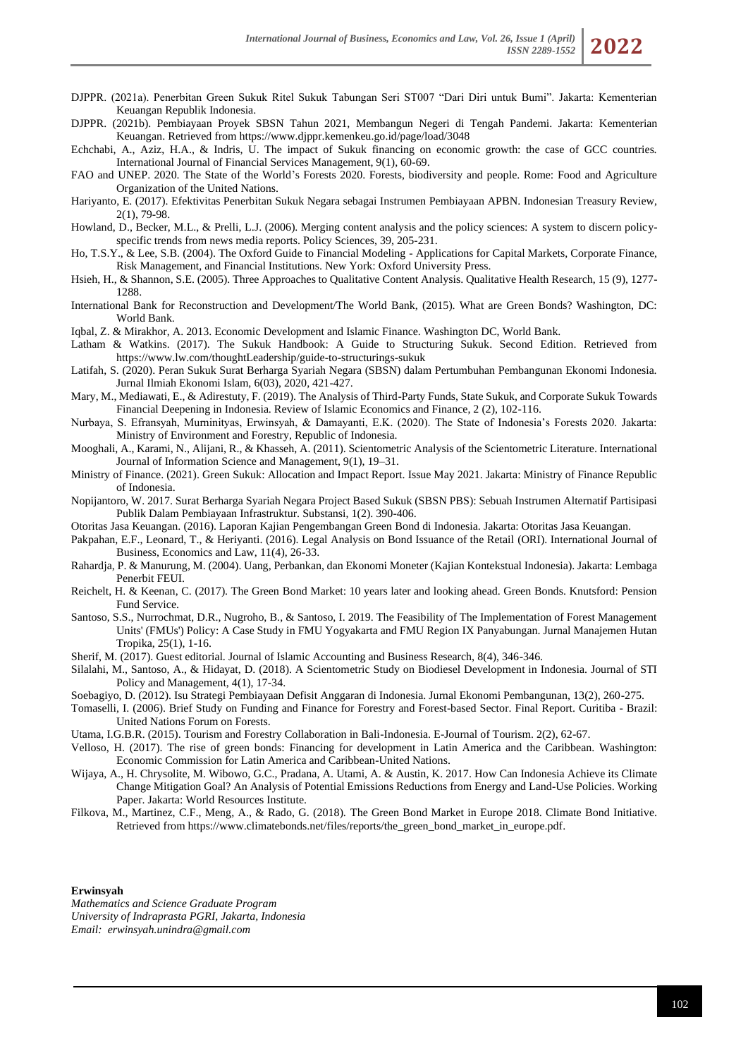DJPPR. (2021a). Penerbitan Green Sukuk Ritel Sukuk Tabungan Seri ST007 "Dari Diri untuk Bumi". Jakarta: Kementerian Keuangan Republik Indonesia.

DJPPR. (2021b). Pembiayaan Proyek SBSN Tahun 2021, Membangun Negeri di Tengah Pandemi. Jakarta: Kementerian Keuangan. Retrieved from https://www.djppr.kemenkeu.go.id/page/load/3048

Echchabi, A., Aziz, H.A., & Indris, U. The impact of Sukuk financing on economic growth: the case of GCC countries. International Journal of Financial Services Management, 9(1), 60-69.

FAO and UNEP. 2020. The State of the World's Forests 2020. Forests, biodiversity and people. Rome: Food and Agriculture Organization of the United Nations.

Hariyanto, E. (2017). Efektivitas Penerbitan Sukuk Negara sebagai Instrumen Pembiayaan APBN. Indonesian Treasury Review, 2(1), 79-98.

Howland, D., Becker, M.L., & Prelli, L.J. (2006). Merging content analysis and the policy sciences: A system to discern policy-specific trends from news media reports. Policy Sciences, 39, 205-231.

Ho, T.S.Y., & Lee, S.B. (2004). The Oxford Guide to Financial Modeling - Applications for Capital Markets, Corporate Finance, Risk Management, and Financial Institutions. New York: Oxford University Press.

Hsieh, H., & Shannon, S.E. (2005). Three Approaches to Qualitative Content Analysis. Qualitative Health Research, 15 (9), 1277-1288.

International Bank for Reconstruction and Development/The World Bank, (2015). What are Green Bonds? Washington, DC: World Bank.

Iqbal, Z. & Mirakhor, A. 2013. Economic Development and Islamic Finance. Washington DC, World Bank.

Latham & Watkins. (2017). The Sukuk Handbook: A Guide to Structuring Sukuk. Second Edition. Retrieved from https://www.lw.com/thoughtLeadership/guide-to-structurings-sukuk

Latifah, S. (2020). Peran Sukuk Surat Berharga Syariah Negara (SBSN) dalam Pertumbuhan Pembangunan Ekonomi Indonesia. Jurnal Ilmiah Ekonomi Islam, 6(03), 2020, 421-427.

Mary, M., Mediawati, E., & Adirestuty, F. (2019). The Analysis of Third-Party Funds, State Sukuk, and Corporate Sukuk Towards Financial Deepening in Indonesia. Review of Islamic Economics and Finance, 2 (2), 102-116.

Nurbaya, S. Efransyah, Murniningtyas, Erwinsyah, & Damayanti, E.K. (2020). The State of Indonesia's Forests 2020. Jakarta: Ministry of Environment and Forestry, Republic of Indonesia.

Mooghali, A., Karami, N., Alijani, R., & Khasseh, A. (2011). Scientometric Analysis of the Scientometric Literature. International Journal of Information Science and Management, 9(1), 19–31.

Ministry of Finance. (2021). Green Sukuk: Allocation and Impact Report. Issue May 2021. Jakarta: Ministry of Finance Republic of Indonesia.

Nopijantoro, W. 2017. Surat Berharga Syariah Negara Project Based Sukuk (SBSN PBS): Sebuah Instrumen Alternatif Partisipasi Publik Dalam Pembiayaan Infrastruktur. Substansi, 1(2). 390-406.

Otoritas Jasa Keuangan. (2016). Laporan Kajian Pengembangan Green Bond di Indonesia. Jakarta: Otoritas Jasa Keuangan.

Pakpahan, E.F., Leonard, T., & Heriyanti. (2016). Legal Analysis on Bond Issuance of the Retail (ORI). International Journal of Business, Economics and Law, 11(4), 26-33.

Rahardja, P. & Manurung, M. (2004). Uang, Perbankan, dan Ekonomi Moneter (Kajian Kontekstual Indonesia). Jakarta: Lembaga Penerbit FEUI.

Reichelt, H. & Keenan, C. (2017). The Green Bond Market: 10 years later and looking ahead. Green Bonds. Knutsford: Pension Fund Service.

Santoso, S.S., Nurrochmat, D.R., Nugroho, B., & Santoso, I. 2019. The Feasibility of The Implementation of Forest Management Units' (FMUs') Policy: A Case Study in FMU Yogyakarta and FMU Region IX Panyabungan. Jurnal Manajemen Hutan Tropika, 25(1), 1-16.

Sherif, M. (2017). Guest editorial. Journal of Islamic Accounting and Business Research, 8(4), 346-346.

Silalahi, M., Santoso, A., & Hidayat, D. (2018). A Scientometric Study on Biodiesel Development in Indonesia. Journal of STI Policy and Management, 4(1), 17-34.

Soebagiyo, D. (2012). Isu Strategi Pembiayaan Defisit Anggaran di Indonesia. Jurnal Ekonomi Pembangunan, 13(2), 260-275.

Tomaselli, I. (2006). Brief Study on Funding and Finance for Forestry and Forest-based Sector. Final Report. Curitiba - Brazil: United Nations Forum on Forests.

Utama, I.G.B.R. (2015). Tourism and Forestry Collaboration in Bali-Indonesia. E-Journal of Tourism. 2(2), 62-67.

Velloso, H. (2017). The rise of green bonds: Financing for development in Latin America and the Caribbean. Washington: Economic Commission for Latin America and Caribbean-United Nations.

Wijaya, A., H. Chrysolite, M. Wibowo, G.C., Pradana, A. Utami, A. & Austin, K. 2017. How Can Indonesia Achieve its Climate Change Mitigation Goal? An Analysis of Potential Emissions Reductions from Energy and Land-Use Policies. Working Paper. Jakarta: World Resources Institute.

Filkova, M., Martinez, C.F., Meng, A., & Rado, G. (2018). The Green Bond Market in Europe 2018. Climate Bond Initiative. Retrieved from https://www.climatebonds.net/files/reports/the_green_bond_market_in_europe.pdf.

**Erwinsyah**
*Mathematics and Science Graduate Program*
*University of Indraprasta PGRI, Jakarta, Indonesia*
*Email: erwinsyah.unindra@gmail.com*